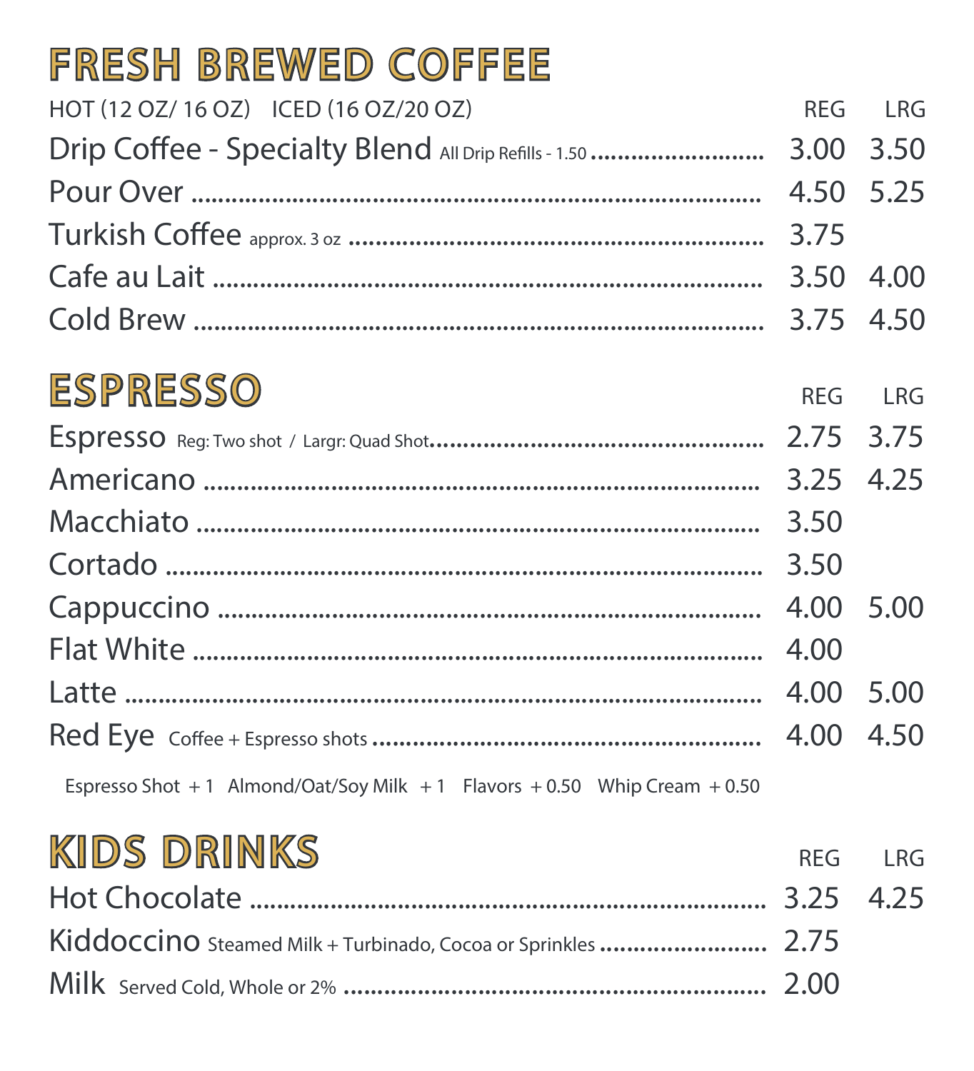## FRESH BREWED COFFEE

| HOT (12 OZ/ 16 OZ) ICED (16 OZ/20 OZ) | REG | LRG |
|---|---|---|
| Drip Coffee - Specialty Blend All Drip Refills - 1.50 | 3.00 | 3.50 |
| Pour Over | 4.50 | 5.25 |
| Turkish Coffee approx. 3 oz | 3.75 | |
| Cafe au Lait | 3.50 | 4.00 |
| Cold Brew | 3.75 | 4.50 |

## ESPRESSO

| | REG | LRG |
|---|---|---|
| Espresso Reg: Two shot / Largr: Quad Shot | 2.75 | 3.75 |
| Americano | 3.25 | 4.25 |
| Macchiato | 3.50 | |
| Cortado | 3.50 | |
| Cappuccino | 4.00 | 5.00 |
| Flat White | 4.00 | |
| Latte | 4.00 | 5.00 |
| Red Eye Coffee + Espresso shots | 4.00 | 4.50 |

Espresso Shot + 1 Almond/Oat/Soy Milk + 1 Flavors + 0.50 Whip Cream + 0.50

## KIDS DRINKS

| | REG | LRG |
|---|---|---|
| Hot Chocolate | 3.25 | 4.25 |
| Kiddoccino Steamed Milk + Turbinado, Cocoa or Sprinkles | 2.75 | |
| Milk Served Cold, Whole or 2% | 2.00 | |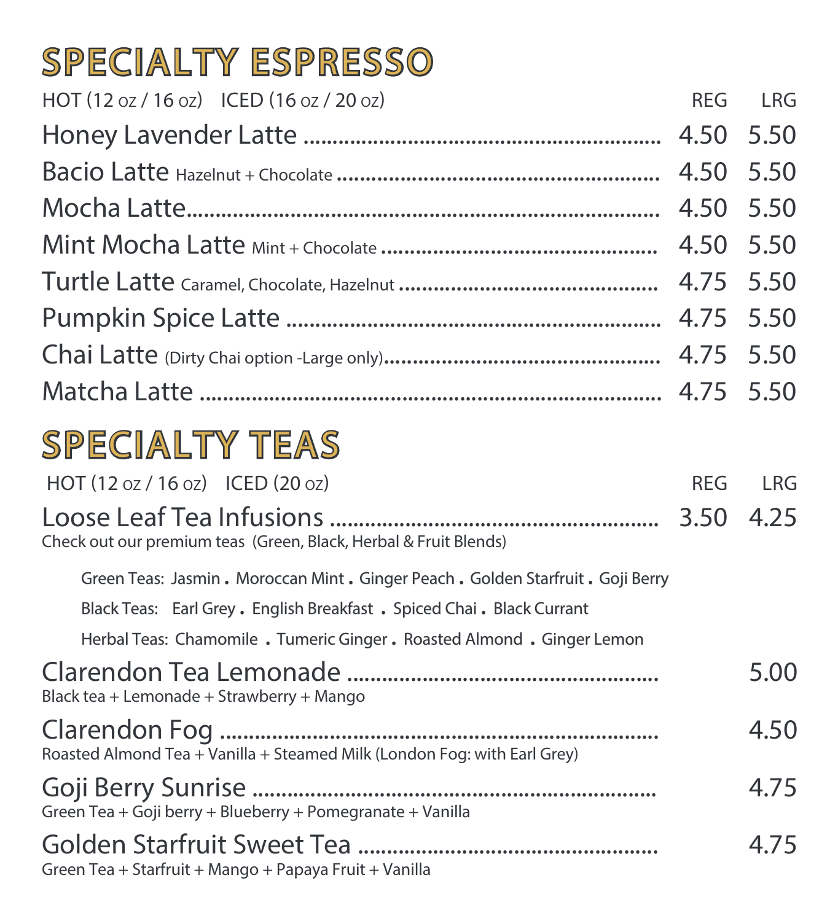# SPECIALTY ESPRESSO

| HOT (12 oz / 16 oz) ICED (16 oz / 20 oz) | REG | LRG |
|---|---|---|
| Honey Lavender Latte | 4.50 | 5.50 |
| Bacio Latte Hazelnut + Chocolate | 4.50 | 5.50 |
| Mocha Latte | 4.50 | 5.50 |
| Mint Mocha Latte Mint + Chocolate | 4.50 | 5.50 |
| Turtle Latte Caramel, Chocolate, Hazelnut | 4.75 | 5.50 |
| Pumpkin Spice Latte | 4.75 | 5.50 |
| Chai Latte (Dirty Chai option -Large only) | 4.75 | 5.50 |
| Matcha Latte | 4.75 | 5.50 |

# SPECIALTY TEAS

| HOT (12 oz / 16 oz) ICED (20 oz) | REG | LRG |
|---|---|---|
| Loose Leaf Tea Infusions<br>Check out our premium teas (Green, Black, Herbal & Fruit Blends) | 3.50 | 4.25 |

Green Teas: Jasmin . Moroccan Mint . Ginger Peach . Golden Starfruit . Goji Berry

Black Teas: Earl Grey . English Breakfast . Spiced Chai . Black Currant

Herbal Teas: Chamomile . Tumeric Ginger . Roasted Almond . Ginger Lemon

| Item | REG | LRG |
|---|---|---|
| Clarendon Tea Lemonade<br>Black tea + Lemonade + Strawberry + Mango | | 5.00 |
| Clarendon Fog<br>Roasted Almond Tea + Vanilla + Steamed Milk (London Fog: with Earl Grey) | | 4.50 |
| Goji Berry Sunrise<br>Green Tea + Goji berry + Blueberry + Pomegranate + Vanilla | | 4.75 |
| Golden Starfruit Sweet Tea<br>Green Tea + Starfruit + Mango + Papaya Fruit + Vanilla | | 4.75 |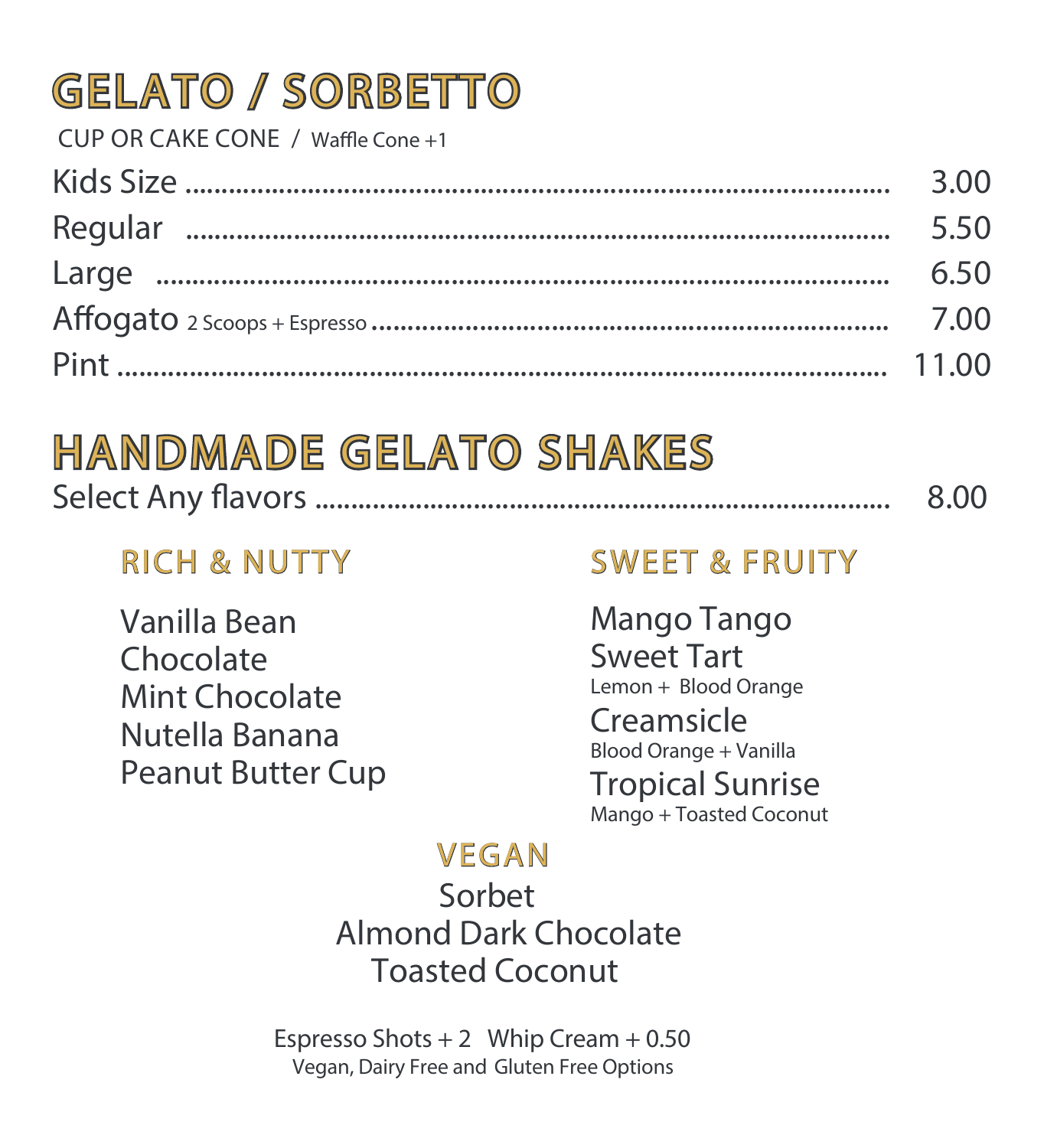# GELATO / SORBETTO

CUP OR CAKE CONE / Waffle Cone +1

| | |
|---|---|
| Kids Size | 3.00 |
| Regular | 5.50 |
| Large | 6.50 |
| Affogato 2 Scoops + Espresso | 7.00 |
| Pint | 11.00 |

# HANDMADE GELATO SHAKES

Select Any flavors ........ 8.00

### RICH & NUTTY

Vanilla Bean
Chocolate
Mint Chocolate
Nutella Banana
Peanut Butter Cup

### SWEET & FRUITY

Mango Tango
Sweet Tart
Lemon + Blood Orange
Creamsicle
Blood Orange + Vanilla
Tropical Sunrise
Mango + Toasted Coconut

### VEGAN

Sorbet
Almond Dark Chocolate
Toasted Coconut

Espresso Shots + 2 Whip Cream + 0.50
Vegan, Dairy Free and Gluten Free Options